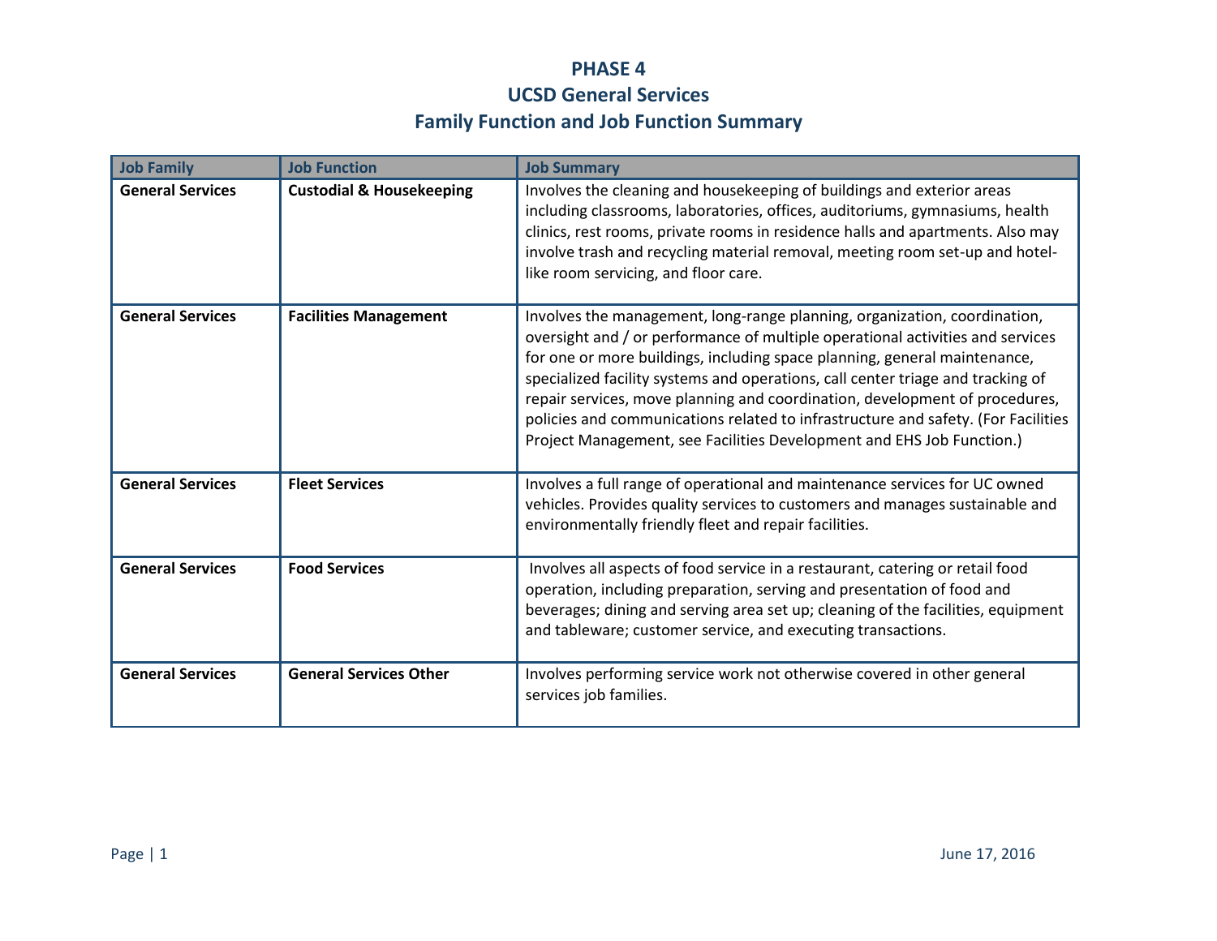# PHASE 4
# UCSD General Services
# Family Function and Job Function Summary

| Job Family | Job Function | Job Summary |
|---|---|---|
| **General Services** | **Custodial & Housekeeping** | Involves the cleaning and housekeeping of buildings and exterior areas including classrooms, laboratories, offices, auditoriums, gymnasiums, health clinics, rest rooms, private rooms in residence halls and apartments. Also may involve trash and recycling material removal, meeting room set-up and hotel-like room servicing, and floor care. |
| **General Services** | **Facilities Management** | Involves the management, long-range planning, organization, coordination, oversight and / or performance of multiple operational activities and services for one or more buildings, including space planning, general maintenance, specialized facility systems and operations, call center triage and tracking of repair services, move planning and coordination, development of procedures, policies and communications related to infrastructure and safety. (For Facilities Project Management, see Facilities Development and EHS Job Function.) |
| **General Services** | **Fleet Services** | Involves a full range of operational and maintenance services for UC owned vehicles. Provides quality services to customers and manages sustainable and environmentally friendly fleet and repair facilities. |
| **General Services** | **Food Services** | Involves all aspects of food service in a restaurant, catering or retail food operation, including preparation, serving and presentation of food and beverages; dining and serving area set up; cleaning of the facilities, equipment and tableware; customer service, and executing transactions. |
| **General Services** | **General Services Other** | Involves performing service work not otherwise covered in other general services job families. |

June 17, 2016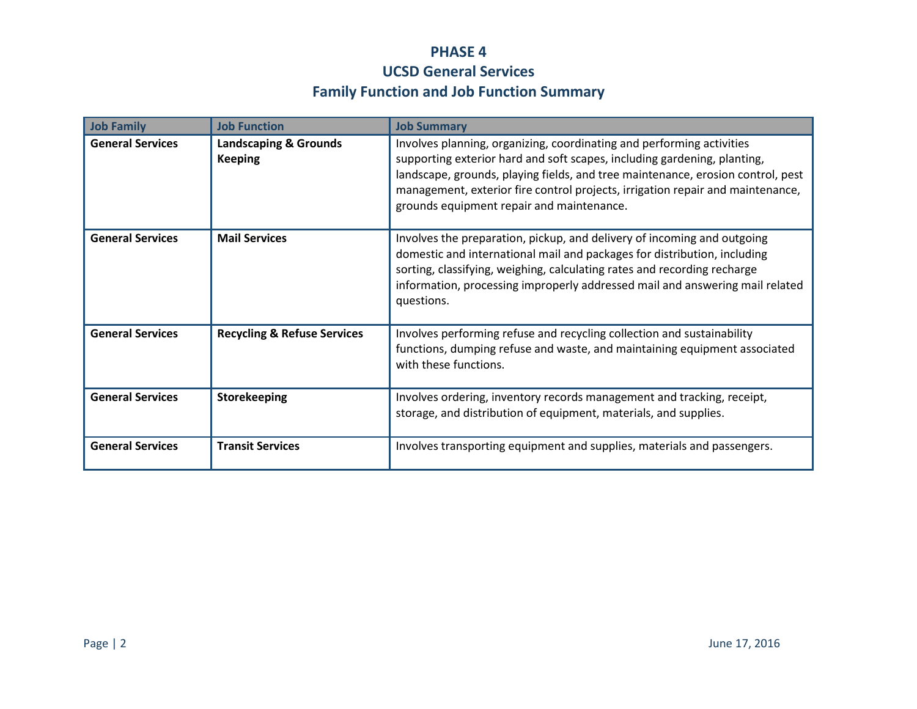# PHASE 4
## UCSD General Services
## Family Function and Job Function Summary

| Job Family | Job Function | Job Summary |
|---|---|---|
| **General Services** | **Landscaping & Grounds Keeping** | Involves planning, organizing, coordinating and performing activities supporting exterior hard and soft scapes, including gardening, planting, landscape, grounds, playing fields, and tree maintenance, erosion control, pest management, exterior fire control projects, irrigation repair and maintenance, grounds equipment repair and maintenance. |
| **General Services** | **Mail Services** | Involves the preparation, pickup, and delivery of incoming and outgoing domestic and international mail and packages for distribution, including sorting, classifying, weighing, calculating rates and recording recharge information, processing improperly addressed mail and answering mail related questions. |
| **General Services** | **Recycling & Refuse Services** | Involves performing refuse and recycling collection and sustainability functions, dumping refuse and waste, and maintaining equipment associated with these functions. |
| **General Services** | **Storekeeping** | Involves ordering, inventory records management and tracking, receipt, storage, and distribution of equipment, materials, and supplies. |
| **General Services** | **Transit Services** | Involves transporting equipment and supplies, materials and passengers. |

June 17, 2016